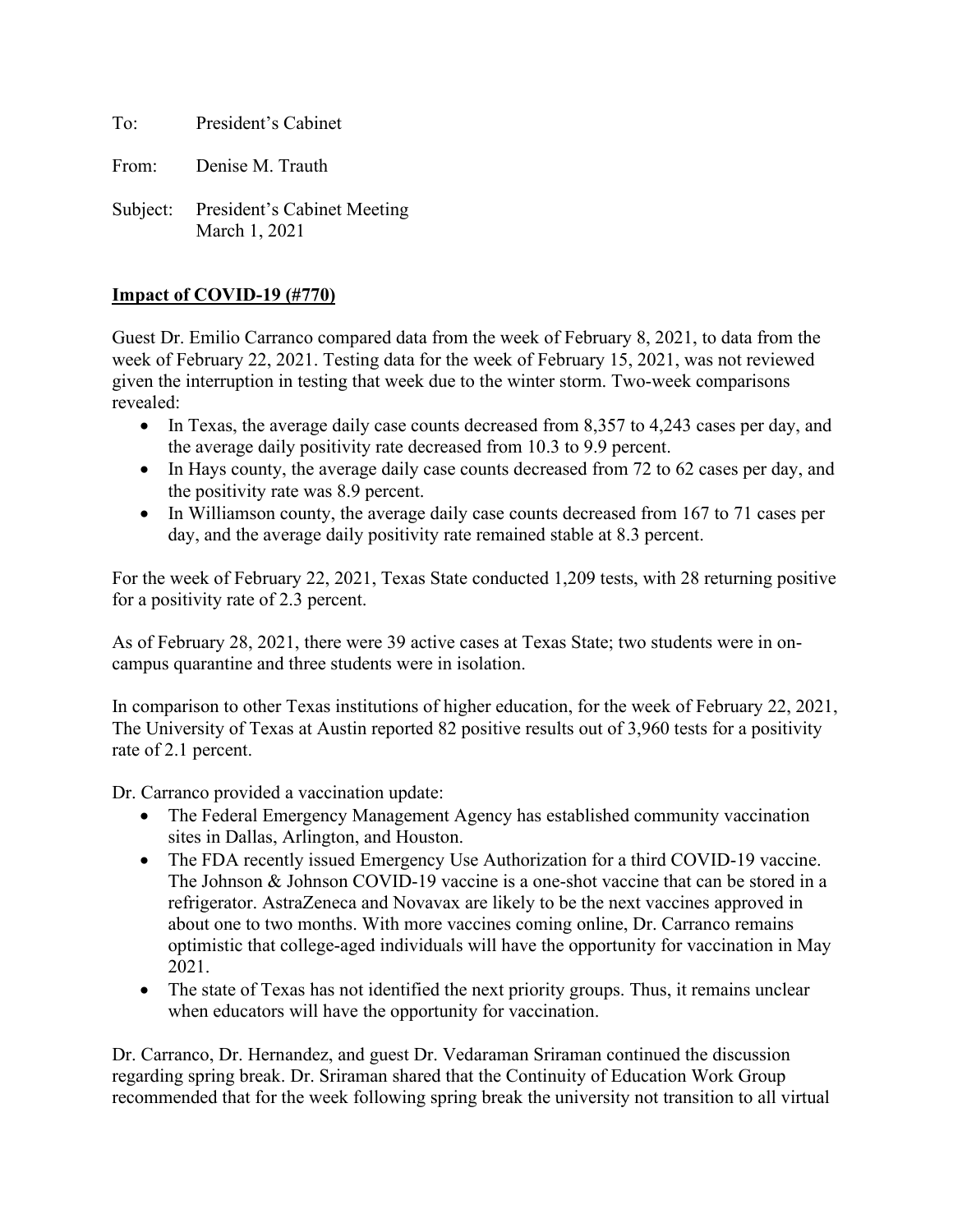To: President's Cabinet

From: Denise M. Trauth

Subject: President's Cabinet Meeting
March 1, 2021

**Impact of COVID-19 (#770)**

Guest Dr. Emilio Carranco compared data from the week of February 8, 2021, to data from the week of February 22, 2021. Testing data for the week of February 15, 2021, was not reviewed given the interruption in testing that week due to the winter storm. Two-week comparisons revealed:

- In Texas, the average daily case counts decreased from 8,357 to 4,243 cases per day, and the average daily positivity rate decreased from 10.3 to 9.9 percent.
- In Hays county, the average daily case counts decreased from 72 to 62 cases per day, and the positivity rate was 8.9 percent.
- In Williamson county, the average daily case counts decreased from 167 to 71 cases per day, and the average daily positivity rate remained stable at 8.3 percent.

For the week of February 22, 2021, Texas State conducted 1,209 tests, with 28 returning positive for a positivity rate of 2.3 percent.

As of February 28, 2021, there were 39 active cases at Texas State; two students were in on-campus quarantine and three students were in isolation.

In comparison to other Texas institutions of higher education, for the week of February 22, 2021, The University of Texas at Austin reported 82 positive results out of 3,960 tests for a positivity rate of 2.1 percent.

Dr. Carranco provided a vaccination update:

- The Federal Emergency Management Agency has established community vaccination sites in Dallas, Arlington, and Houston.
- The FDA recently issued Emergency Use Authorization for a third COVID-19 vaccine. The Johnson & Johnson COVID-19 vaccine is a one-shot vaccine that can be stored in a refrigerator. AstraZeneca and Novavax are likely to be the next vaccines approved in about one to two months. With more vaccines coming online, Dr. Carranco remains optimistic that college-aged individuals will have the opportunity for vaccination in May 2021.
- The state of Texas has not identified the next priority groups. Thus, it remains unclear when educators will have the opportunity for vaccination.

Dr. Carranco, Dr. Hernandez, and guest Dr. Vedaraman Sriraman continued the discussion regarding spring break. Dr. Sriraman shared that the Continuity of Education Work Group recommended that for the week following spring break the university not transition to all virtual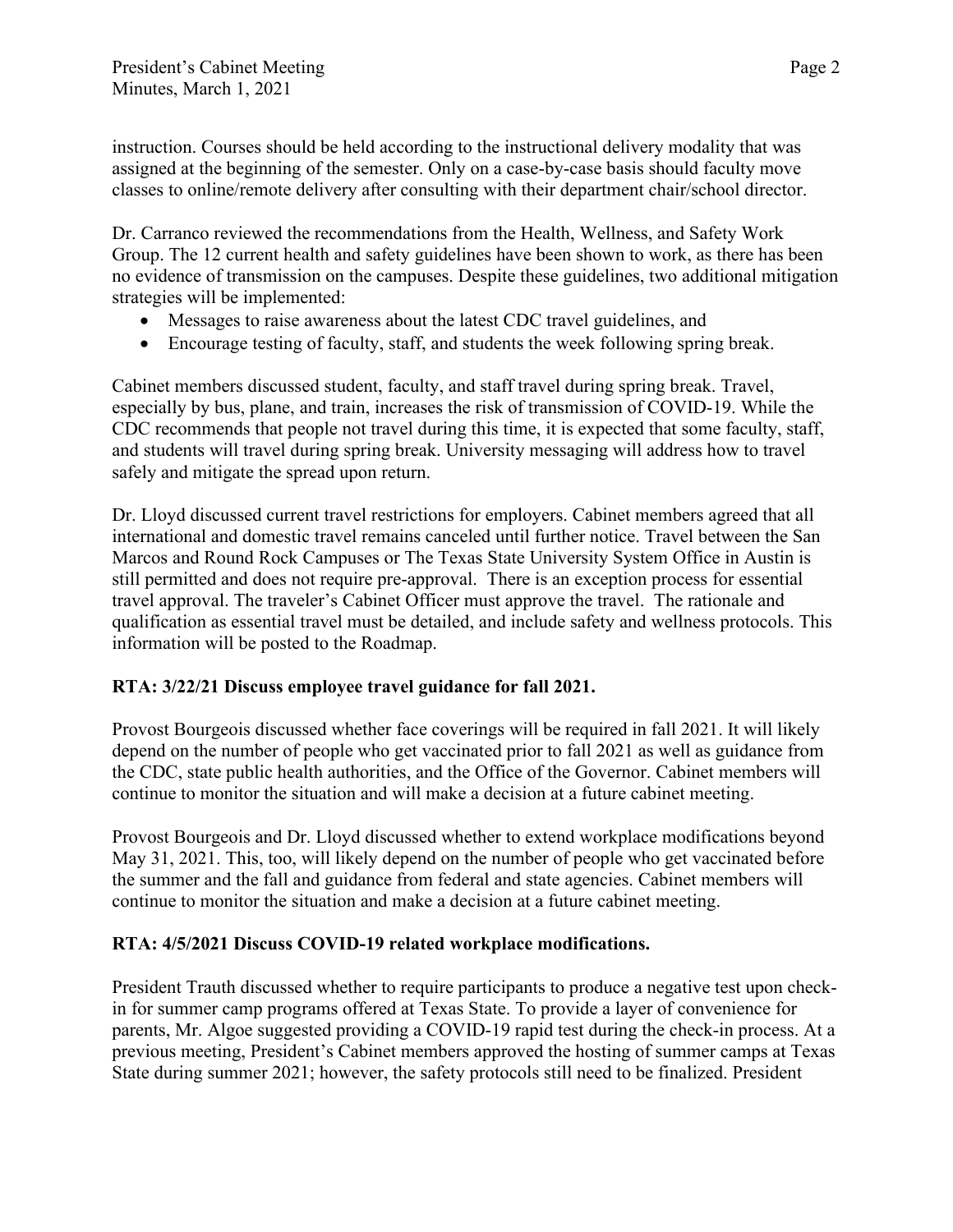instruction. Courses should be held according to the instructional delivery modality that was assigned at the beginning of the semester. Only on a case-by-case basis should faculty move classes to online/remote delivery after consulting with their department chair/school director.

Dr. Carranco reviewed the recommendations from the Health, Wellness, and Safety Work Group. The 12 current health and safety guidelines have been shown to work, as there has been no evidence of transmission on the campuses. Despite these guidelines, two additional mitigation strategies will be implemented:

- Messages to raise awareness about the latest CDC travel guidelines, and
- Encourage testing of faculty, staff, and students the week following spring break.

Cabinet members discussed student, faculty, and staff travel during spring break. Travel, especially by bus, plane, and train, increases the risk of transmission of COVID-19. While the CDC recommends that people not travel during this time, it is expected that some faculty, staff, and students will travel during spring break. University messaging will address how to travel safely and mitigate the spread upon return.

Dr. Lloyd discussed current travel restrictions for employers. Cabinet members agreed that all international and domestic travel remains canceled until further notice. Travel between the San Marcos and Round Rock Campuses or The Texas State University System Office in Austin is still permitted and does not require pre-approval. There is an exception process for essential travel approval. The traveler's Cabinet Officer must approve the travel. The rationale and qualification as essential travel must be detailed, and include safety and wellness protocols. This information will be posted to the Roadmap.

**RTA: 3/22/21 Discuss employee travel guidance for fall 2021.**

Provost Bourgeois discussed whether face coverings will be required in fall 2021. It will likely depend on the number of people who get vaccinated prior to fall 2021 as well as guidance from the CDC, state public health authorities, and the Office of the Governor. Cabinet members will continue to monitor the situation and will make a decision at a future cabinet meeting.

Provost Bourgeois and Dr. Lloyd discussed whether to extend workplace modifications beyond May 31, 2021. This, too, will likely depend on the number of people who get vaccinated before the summer and the fall and guidance from federal and state agencies. Cabinet members will continue to monitor the situation and make a decision at a future cabinet meeting.

**RTA: 4/5/2021 Discuss COVID-19 related workplace modifications.**

President Trauth discussed whether to require participants to produce a negative test upon check-in for summer camp programs offered at Texas State. To provide a layer of convenience for parents, Mr. Algoe suggested providing a COVID-19 rapid test during the check-in process. At a previous meeting, President's Cabinet members approved the hosting of summer camps at Texas State during summer 2021; however, the safety protocols still need to be finalized. President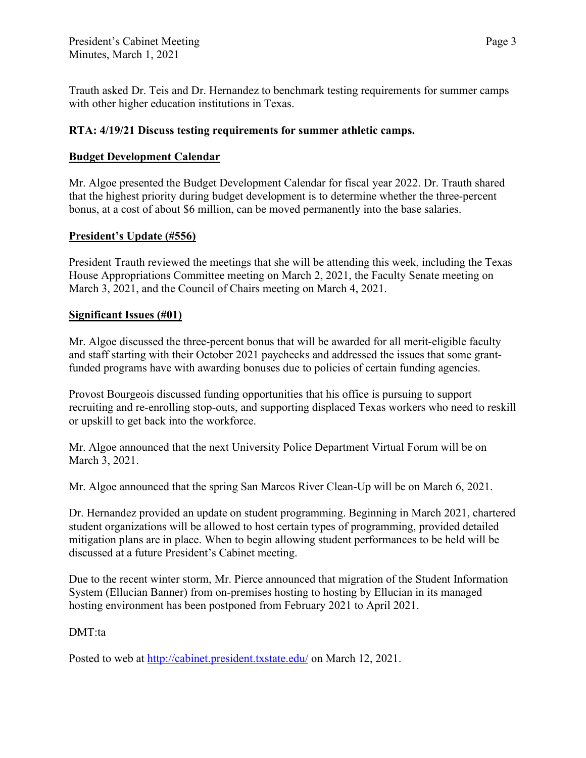Trauth asked Dr. Teis and Dr. Hernandez to benchmark testing requirements for summer camps with other higher education institutions in Texas.

**RTA: 4/19/21 Discuss testing requirements for summer athletic camps.**

## Budget Development Calendar

Mr. Algoe presented the Budget Development Calendar for fiscal year 2022. Dr. Trauth shared that the highest priority during budget development is to determine whether the three-percent bonus, at a cost of about $6 million, can be moved permanently into the base salaries.

## President's Update (#556)

President Trauth reviewed the meetings that she will be attending this week, including the Texas House Appropriations Committee meeting on March 2, 2021, the Faculty Senate meeting on March 3, 2021, and the Council of Chairs meeting on March 4, 2021.

## Significant Issues (#01)

Mr. Algoe discussed the three-percent bonus that will be awarded for all merit-eligible faculty and staff starting with their October 2021 paychecks and addressed the issues that some grant-funded programs have with awarding bonuses due to policies of certain funding agencies.

Provost Bourgeois discussed funding opportunities that his office is pursuing to support recruiting and re-enrolling stop-outs, and supporting displaced Texas workers who need to reskill or upskill to get back into the workforce.

Mr. Algoe announced that the next University Police Department Virtual Forum will be on March 3, 2021.

Mr. Algoe announced that the spring San Marcos River Clean-Up will be on March 6, 2021.

Dr. Hernandez provided an update on student programming. Beginning in March 2021, chartered student organizations will be allowed to host certain types of programming, provided detailed mitigation plans are in place. When to begin allowing student performances to be held will be discussed at a future President's Cabinet meeting.

Due to the recent winter storm, Mr. Pierce announced that migration of the Student Information System (Ellucian Banner) from on-premises hosting to hosting by Ellucian in its managed hosting environment has been postponed from February 2021 to April 2021.

DMT:ta

Posted to web at http://cabinet.president.txstate.edu/ on March 12, 2021.